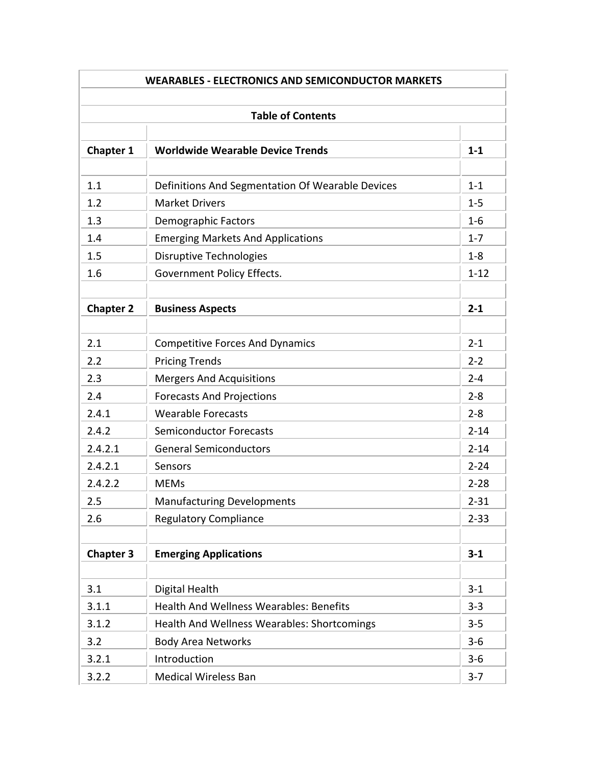# WEARABLES - ELECTRONICS AND SEMICONDUCTOR MARKETS

## Table of Contents

| | | |
|---|---|---|
| **Chapter 1** | **Worldwide Wearable Device Trends** | **1-1** |
| | | |
| 1.1 | Definitions And Segmentation Of Wearable Devices | 1-1 |
| 1.2 | Market Drivers | 1-5 |
| 1.3 | Demographic Factors | 1-6 |
| 1.4 | Emerging Markets And Applications | 1-7 |
| 1.5 | Disruptive Technologies | 1-8 |
| 1.6 | Government Policy Effects. | 1-12 |
| | | |
| **Chapter 2** | **Business Aspects** | **2-1** |
| | | |
| 2.1 | Competitive Forces And Dynamics | 2-1 |
| 2.2 | Pricing Trends | 2-2 |
| 2.3 | Mergers And Acquisitions | 2-4 |
| 2.4 | Forecasts And Projections | 2-8 |
| 2.4.1 | Wearable Forecasts | 2-8 |
| 2.4.2 | Semiconductor Forecasts | 2-14 |
| 2.4.2.1 | General Semiconductors | 2-14 |
| 2.4.2.1 | Sensors | 2-24 |
| 2.4.2.2 | MEMs | 2-28 |
| 2.5 | Manufacturing Developments | 2-31 |
| 2.6 | Regulatory Compliance | 2-33 |
| | | |
| **Chapter 3** | **Emerging Applications** | **3-1** |
| | | |
| 3.1 | Digital Health | 3-1 |
| 3.1.1 | Health And Wellness Wearables: Benefits | 3-3 |
| 3.1.2 | Health And Wellness Wearables: Shortcomings | 3-5 |
| 3.2 | Body Area Networks | 3-6 |
| 3.2.1 | Introduction | 3-6 |
| 3.2.2 | Medical Wireless Ban | 3-7 |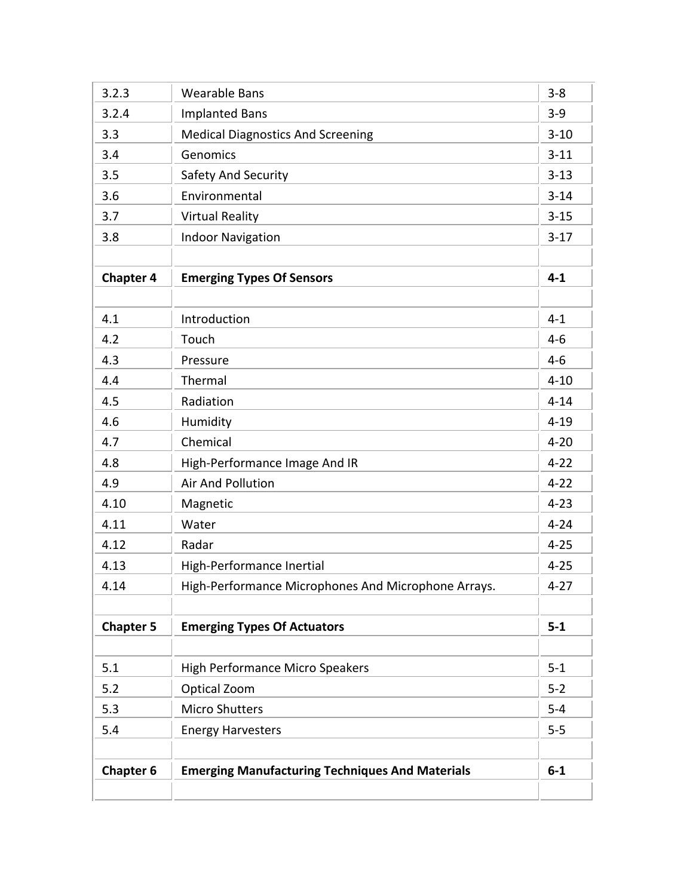| | | |
|---|---|---|
| 3.2.3 | Wearable Bans | 3-8 |
| 3.2.4 | Implanted Bans | 3-9 |
| 3.3 | Medical Diagnostics And Screening | 3-10 |
| 3.4 | Genomics | 3-11 |
| 3.5 | Safety And Security | 3-13 |
| 3.6 | Environmental | 3-14 |
| 3.7 | Virtual Reality | 3-15 |
| 3.8 | Indoor Navigation | 3-17 |
| | | |
| **Chapter 4** | **Emerging Types Of Sensors** | **4-1** |
| | | |
| 4.1 | Introduction | 4-1 |
| 4.2 | Touch | 4-6 |
| 4.3 | Pressure | 4-6 |
| 4.4 | Thermal | 4-10 |
| 4.5 | Radiation | 4-14 |
| 4.6 | Humidity | 4-19 |
| 4.7 | Chemical | 4-20 |
| 4.8 | High-Performance Image And IR | 4-22 |
| 4.9 | Air And Pollution | 4-22 |
| 4.10 | Magnetic | 4-23 |
| 4.11 | Water | 4-24 |
| 4.12 | Radar | 4-25 |
| 4.13 | High-Performance Inertial | 4-25 |
| 4.14 | High-Performance Microphones And Microphone Arrays. | 4-27 |
| | | |
| **Chapter 5** | **Emerging Types Of Actuators** | **5-1** |
| | | |
| 5.1 | High Performance Micro Speakers | 5-1 |
| 5.2 | Optical Zoom | 5-2 |
| 5.3 | Micro Shutters | 5-4 |
| 5.4 | Energy Harvesters | 5-5 |
| | | |
| **Chapter 6** | **Emerging Manufacturing Techniques And Materials** | **6-1** |
| | | |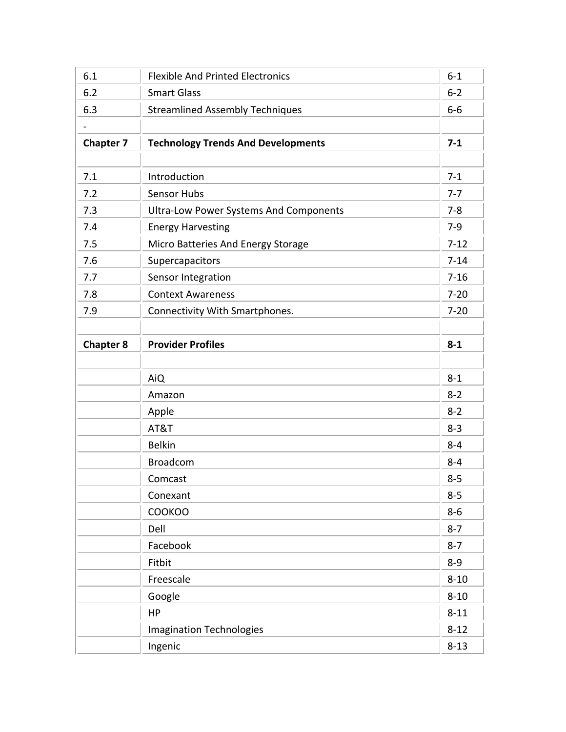| | | |
|---|---|---|
| 6.1 | Flexible And Printed Electronics | 6-1 |
| 6.2 | Smart Glass | 6-2 |
| 6.3 | Streamlined Assembly Techniques | 6-6 |
| - | | |
| **Chapter 7** | **Technology Trends And Developments** | **7-1** |
| | | |
| 7.1 | Introduction | 7-1 |
| 7.2 | Sensor Hubs | 7-7 |
| 7.3 | Ultra-Low Power Systems And Components | 7-8 |
| 7.4 | Energy Harvesting | 7-9 |
| 7.5 | Micro Batteries And Energy Storage | 7-12 |
| 7.6 | Supercapacitors | 7-14 |
| 7.7 | Sensor Integration | 7-16 |
| 7.8 | Context Awareness | 7-20 |
| 7.9 | Connectivity With Smartphones. | 7-20 |
| | | |
| **Chapter 8** | **Provider Profiles** | **8-1** |
| | | |
| | AiQ | 8-1 |
| | Amazon | 8-2 |
| | Apple | 8-2 |
| | AT&T | 8-3 |
| | Belkin | 8-4 |
| | Broadcom | 8-4 |
| | Comcast | 8-5 |
| | Conexant | 8-5 |
| | COOKOO | 8-6 |
| | Dell | 8-7 |
| | Facebook | 8-7 |
| | Fitbit | 8-9 |
| | Freescale | 8-10 |
| | Google | 8-10 |
| | HP | 8-11 |
| | Imagination Technologies | 8-12 |
| | Ingenic | 8-13 |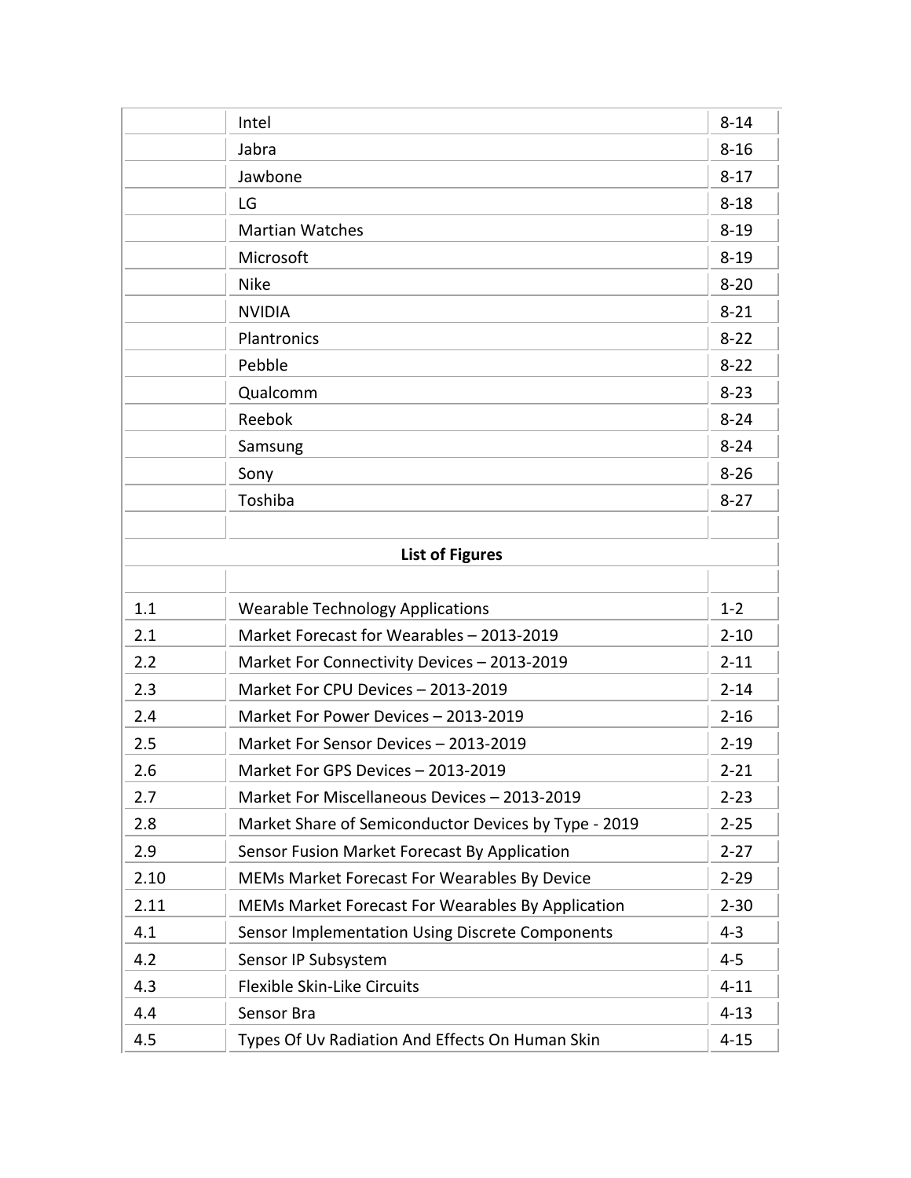| | | |
|---|---|---|
| | Intel | 8-14 |
| | Jabra | 8-16 |
| | Jawbone | 8-17 |
| | LG | 8-18 |
| | Martian Watches | 8-19 |
| | Microsoft | 8-19 |
| | Nike | 8-20 |
| | NVIDIA | 8-21 |
| | Plantronics | 8-22 |
| | Pebble | 8-22 |
| | Qualcomm | 8-23 |
| | Reebok | 8-24 |
| | Samsung | 8-24 |
| | Sony | 8-26 |
| | Toshiba | 8-27 |
| | | |
| | **List of Figures** | |
| | | |
| 1.1 | Wearable Technology Applications | 1-2 |
| 2.1 | Market Forecast for Wearables – 2013-2019 | 2-10 |
| 2.2 | Market For Connectivity Devices – 2013-2019 | 2-11 |
| 2.3 | Market For CPU Devices – 2013-2019 | 2-14 |
| 2.4 | Market For Power Devices – 2013-2019 | 2-16 |
| 2.5 | Market For Sensor Devices – 2013-2019 | 2-19 |
| 2.6 | Market For GPS Devices – 2013-2019 | 2-21 |
| 2.7 | Market For Miscellaneous Devices – 2013-2019 | 2-23 |
| 2.8 | Market Share of Semiconductor Devices by Type - 2019 | 2-25 |
| 2.9 | Sensor Fusion Market Forecast By Application | 2-27 |
| 2.10 | MEMs Market Forecast For Wearables By Device | 2-29 |
| 2.11 | MEMs Market Forecast For Wearables By Application | 2-30 |
| 4.1 | Sensor Implementation Using Discrete Components | 4-3 |
| 4.2 | Sensor IP Subsystem | 4-5 |
| 4.3 | Flexible Skin-Like Circuits | 4-11 |
| 4.4 | Sensor Bra | 4-13 |
| 4.5 | Types Of Uv Radiation And Effects On Human Skin | 4-15 |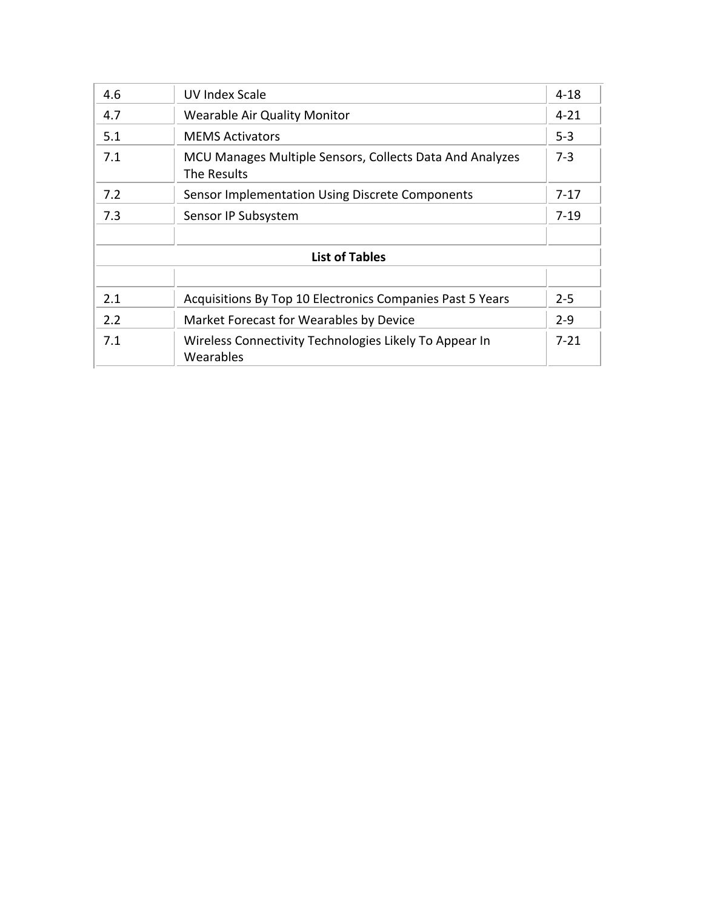| | | |
|---|---|---|
| 4.6 | UV Index Scale | 4-18 |
| 4.7 | Wearable Air Quality Monitor | 4-21 |
| 5.1 | MEMS Activators | 5-3 |
| 7.1 | MCU Manages Multiple Sensors, Collects Data And Analyzes The Results | 7-3 |
| 7.2 | Sensor Implementation Using Discrete Components | 7-17 |
| 7.3 | Sensor IP Subsystem | 7-19 |

**List of Tables**

| | | |
|---|---|---|
| 2.1 | Acquisitions By Top 10 Electronics Companies Past 5 Years | 2-5 |
| 2.2 | Market Forecast for Wearables by Device | 2-9 |
| 7.1 | Wireless Connectivity Technologies Likely To Appear In Wearables | 7-21 |